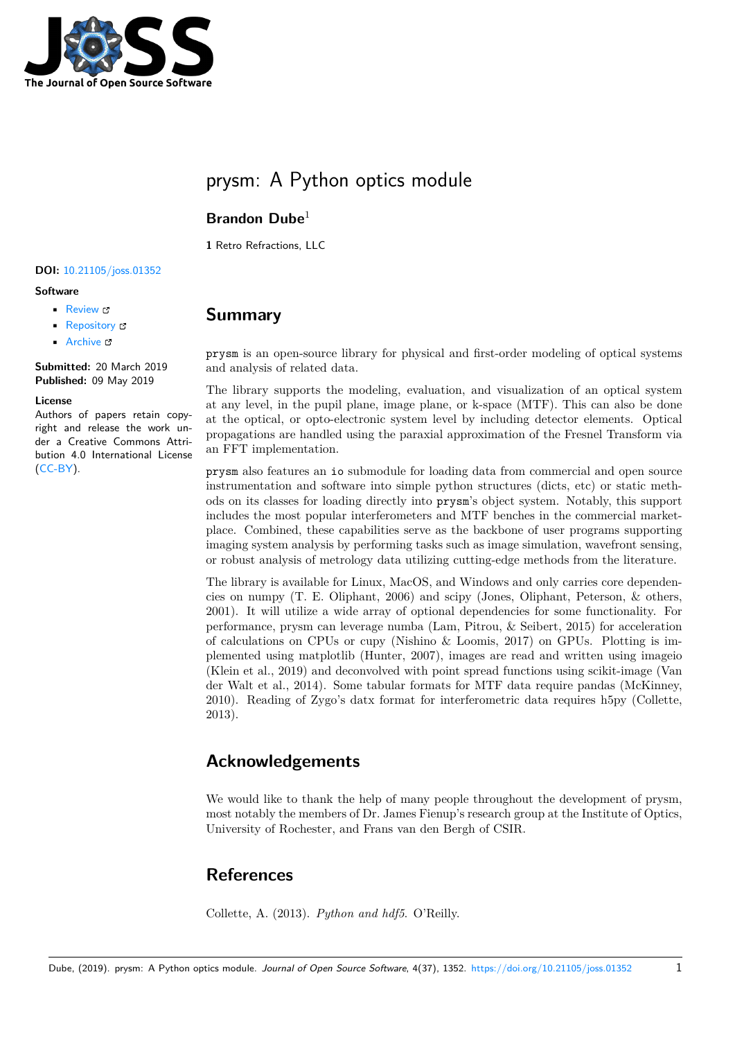# prysm: A Python optics module

**Brandon Dube**[1]

**1** Retro Refractions, LLC

**DOI:** 10.21105/joss.01352

**Software**

- Review
- Repository
- Archive

**Submitted:** 20 March 2019
**Published:** 09 May 2019

**License**
Authors of papers retain copyright and release the work under a Creative Commons Attribution 4.0 International License (CC-BY).

## Summary

`prysm` is an open-source library for physical and first-order modeling of optical systems and analysis of related data.

The library supports the modeling, evaluation, and visualization of an optical system at any level, in the pupil plane, image plane, or k-space (MTF). This can also be done at the optical, or opto-electronic system level by including detector elements. Optical propagations are handled using the paraxial approximation of the Fresnel Transform via an FFT implementation.

`prysm` also features an `io` submodule for loading data from commercial and open source instrumentation and software into simple python structures (dicts, etc) or static methods on its classes for loading directly into `prysm`'s object system. Notably, this support includes the most popular interferometers and MTF benches in the commercial marketplace. Combined, these capabilities serve as the backbone of user programs supporting imaging system analysis by performing tasks such as image simulation, wavefront sensing, or robust analysis of metrology data utilizing cutting-edge methods from the literature.

The library is available for Linux, MacOS, and Windows and only carries core dependencies on numpy (T. E. Oliphant, 2006) and scipy (Jones, Oliphant, Peterson, & others, 2001). It will utilize a wide array of optional dependencies for some functionality. For performance, prysm can leverage numba (Lam, Pitrou, & Seibert, 2015) for acceleration of calculations on CPUs or cupy (Nishino & Loomis, 2017) on GPUs. Plotting is implemented using matplotlib (Hunter, 2007), images are read and written using imageio (Klein et al., 2019) and deconvolved with point spread functions using scikit-image (Van der Walt et al., 2014). Some tabular formats for MTF data require pandas (McKinney, 2010). Reading of Zygo's datx format for interferometric data requires h5py (Collette, 2013).

## Acknowledgements

We would like to thank the help of many people throughout the development of prysm, most notably the members of Dr. James Fienup's research group at the Institute of Optics, University of Rochester, and Frans van den Bergh of CSIR.

## References

Collette, A. (2013). *Python and hdf5*. O'Reilly.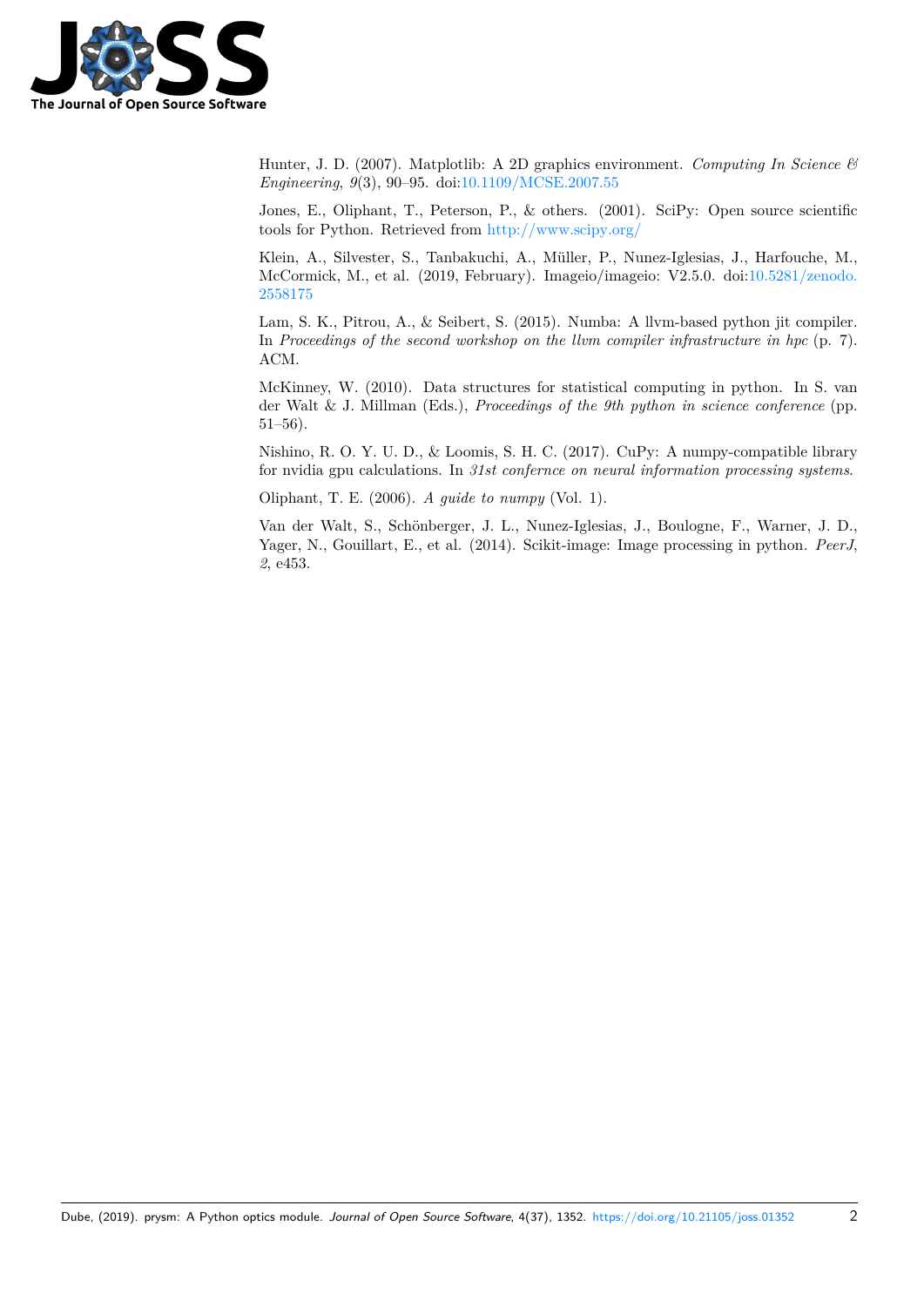Hunter, J. D. (2007). Matplotlib: A 2D graphics environment. *Computing In Science & Engineering*, *9*(3), 90–95. doi:10.1109/MCSE.2007.55

Jones, E., Oliphant, T., Peterson, P., & others. (2001). SciPy: Open source scientific tools for Python. Retrieved from http://www.scipy.org/

Klein, A., Silvester, S., Tanbakuchi, A., Müller, P., Nunez-Iglesias, J., Harfouche, M., McCormick, M., et al. (2019, February). Imageio/imageio: V2.5.0. doi:10.5281/zenodo.2558175

Lam, S. K., Pitrou, A., & Seibert, S. (2015). Numba: A llvm-based python jit compiler. In *Proceedings of the second workshop on the llvm compiler infrastructure in hpc* (p. 7). ACM.

McKinney, W. (2010). Data structures for statistical computing in python. In S. van der Walt & J. Millman (Eds.), *Proceedings of the 9th python in science conference* (pp. 51–56).

Nishino, R. O. Y. U. D., & Loomis, S. H. C. (2017). CuPy: A numpy-compatible library for nvidia gpu calculations. In *31st confernce on neural information processing systems*.

Oliphant, T. E. (2006). *A guide to numpy* (Vol. 1).

Van der Walt, S., Schönberger, J. L., Nunez-Iglesias, J., Boulogne, F., Warner, J. D., Yager, N., Gouillart, E., et al. (2014). Scikit-image: Image processing in python. *PeerJ*, *2*, e453.